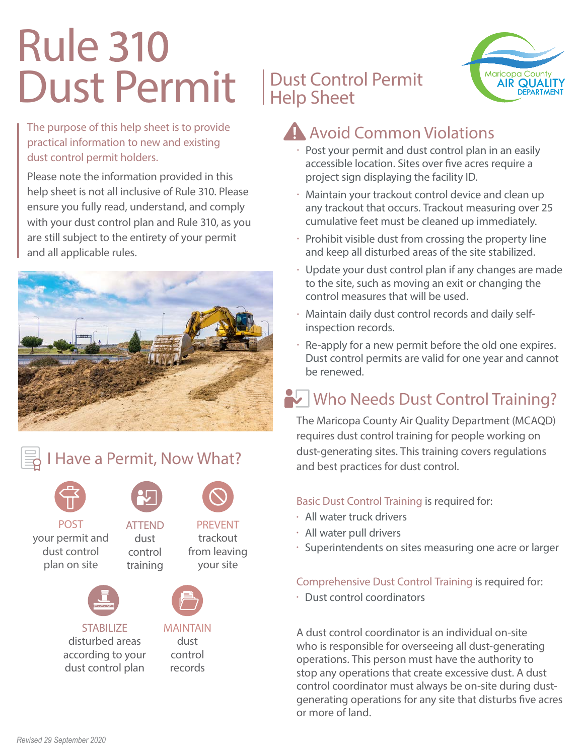# Rule 310 Dust Permit

## Dust Control Permit Help Sheet

Maricopa County AIR QUALITY DEPARTMENT

The purpose of this help sheet is to provide practical information to new and existing dust control permit holders.

Please note the information provided in this help sheet is not all inclusive of Rule 310. Please ensure you fully read, understand, and comply with your dust control plan and Rule 310, as you are still subject to the entirety of your permit and all applicable rules.

## I Have a Permit, Now What?

**POST** your permit and dust control plan on site

**ATTEND** dust control training

**PREVENT** trackout from leaving your site

**STABILIZE** disturbed areas according to your dust control plan

**MAINTAIN** dust control records

## Avoid Common Violations

- Post your permit and dust control plan in an easily accessible location. Sites over five acres require a project sign displaying the facility ID.
- Maintain your trackout control device and clean up any trackout that occurs. Trackout measuring over 25 cumulative feet must be cleaned up immediately.
- Prohibit visible dust from crossing the property line and keep all disturbed areas of the site stabilized.
- Update your dust control plan if any changes are made to the site, such as moving an exit or changing the control measures that will be used.
- Maintain daily dust control records and daily self-inspection records.
- Re-apply for a new permit before the old one expires. Dust control permits are valid for one year and cannot be renewed.

## Who Needs Dust Control Training?

The Maricopa County Air Quality Department (MCAQD) requires dust control training for people working on dust-generating sites. This training covers regulations and best practices for dust control.

Basic Dust Control Training is required for:

- All water truck drivers
- All water pull drivers
- Superintendents on sites measuring one acre or larger

Comprehensive Dust Control Training is required for:

- Dust control coordinators

A dust control coordinator is an individual on-site who is responsible for overseeing all dust-generating operations. This person must have the authority to stop any operations that create excessive dust. A dust control coordinator must always be on-site during dust-generating operations for any site that disturbs five acres or more of land.

*Revised 29 September 2020*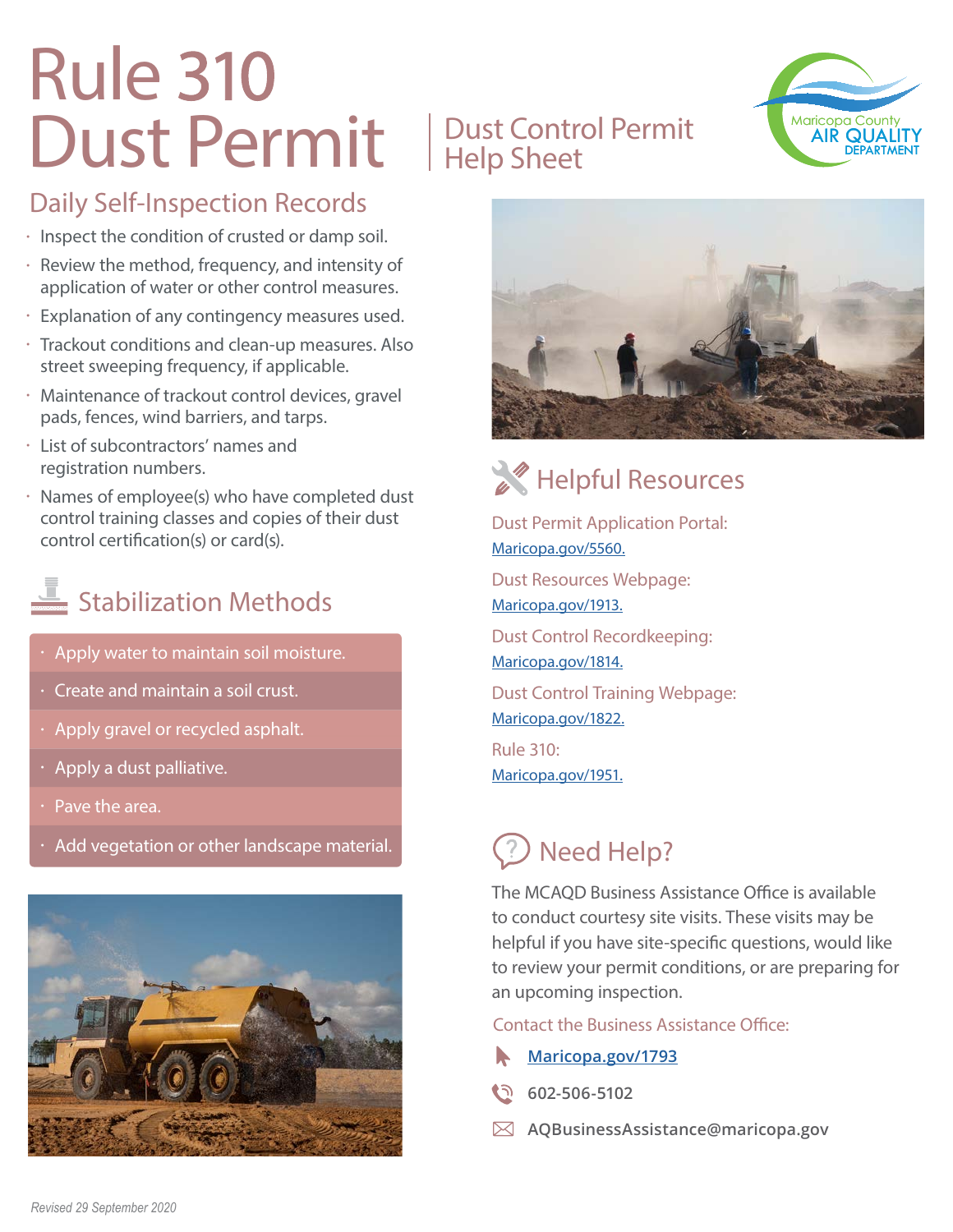# Rule 310 Dust Permit

Dust Control Permit Help Sheet

Maricopa County AIR QUALITY DEPARTMENT

## Daily Self-Inspection Records

- Inspect the condition of crusted or damp soil.
- Review the method, frequency, and intensity of application of water or other control measures.
- Explanation of any contingency measures used.
- Trackout conditions and clean-up measures. Also street sweeping frequency, if applicable.
- Maintenance of trackout control devices, gravel pads, fences, wind barriers, and tarps.
- List of subcontractors' names and registration numbers.
- Names of employee(s) who have completed dust control training classes and copies of their dust control certification(s) or card(s).

## Stabilization Methods

- Apply water to maintain soil moisture.
- Create and maintain a soil crust.
- Apply gravel or recycled asphalt.
- Apply a dust palliative.
- Pave the area.
- Add vegetation or other landscape material.

## Helpful Resources

Dust Permit Application Portal:
Maricopa.gov/5560.

Dust Resources Webpage:
Maricopa.gov/1913.

Dust Control Recordkeeping:
Maricopa.gov/1814.

Dust Control Training Webpage:
Maricopa.gov/1822.

Rule 310:
Maricopa.gov/1951.

## Need Help?

The MCAQD Business Assistance Office is available to conduct courtesy site visits. These visits may be helpful if you have site-specific questions, would like to review your permit conditions, or are preparing for an upcoming inspection.

Contact the Business Assistance Office:

- Maricopa.gov/1793
- 602-506-5102
- AQBusinessAssistance@maricopa.gov

*Revised 29 September 2020*